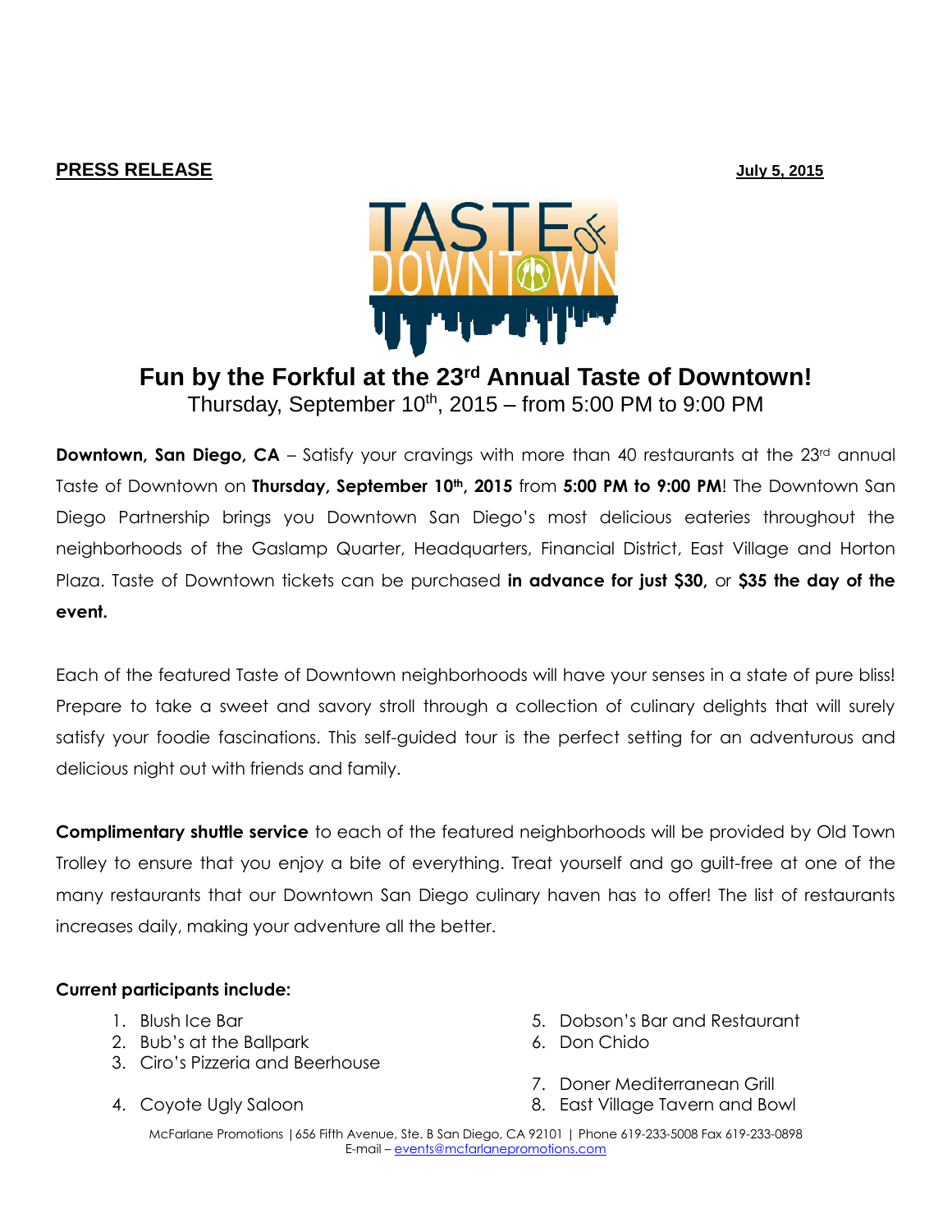**PRESS RELEASE** **July 5, 2015**

# Fun by the Forkful at the 23rd Annual Taste of Downtown!

Thursday, September 10th, 2015 – from 5:00 PM to 9:00 PM

**Downtown, San Diego, CA** – Satisfy your cravings with more than 40 restaurants at the 23rd annual Taste of Downtown on **Thursday, September 10th, 2015** from **5:00 PM to 9:00 PM**! The Downtown San Diego Partnership brings you Downtown San Diego's most delicious eateries throughout the neighborhoods of the Gaslamp Quarter, Headquarters, Financial District, East Village and Horton Plaza. Taste of Downtown tickets can be purchased **in advance for just $30,** or **$35 the day of the event.**

Each of the featured Taste of Downtown neighborhoods will have your senses in a state of pure bliss! Prepare to take a sweet and savory stroll through a collection of culinary delights that will surely satisfy your foodie fascinations. This self-guided tour is the perfect setting for an adventurous and delicious night out with friends and family.

**Complimentary shuttle service** to each of the featured neighborhoods will be provided by Old Town Trolley to ensure that you enjoy a bite of everything. Treat yourself and go guilt-free at one of the many restaurants that our Downtown San Diego culinary haven has to offer! The list of restaurants increases daily, making your adventure all the better.

**Current participants include:**

1. Blush Ice Bar
2. Bub's at the Ballpark
3. Ciro's Pizzeria and Beerhouse
4. Coyote Ugly Saloon
5. Dobson's Bar and Restaurant
6. Don Chido
7. Doner Mediterranean Grill
8. East Village Tavern and Bowl

McFarlane Promotions | 656 Fifth Avenue, Ste. B San Diego, CA 92101 | Phone 619-233-5008 Fax 619-233-0898
E-mail – events@mcfarlanepromotions.com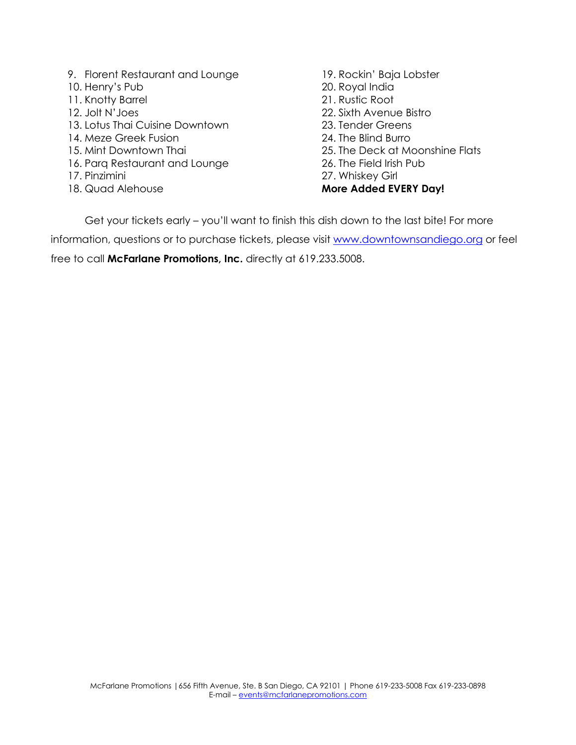9. Florent Restaurant and Lounge
10. Henry's Pub
11. Knotty Barrel
12. Jolt N'Joes
13. Lotus Thai Cuisine Downtown
14. Meze Greek Fusion
15. Mint Downtown Thai
16. Parq Restaurant and Lounge
17. Pinzimini
18. Quad Alehouse
19. Rockin' Baja Lobster
20. Royal India
21. Rustic Root
22. Sixth Avenue Bistro
23. Tender Greens
24. The Blind Burro
25. The Deck at Moonshine Flats
26. The Field Irish Pub
27. Whiskey Girl

**More Added EVERY Day!**

Get your tickets early – you'll want to finish this dish down to the last bite! For more information, questions or to purchase tickets, please visit www.downtownsandiego.org or feel free to call **McFarlane Promotions, Inc.** directly at 619.233.5008.

McFarlane Promotions | 656 Fifth Avenue, Ste. B San Diego, CA 92101 | Phone 619-233-5008 Fax 619-233-0898
E-mail – events@mcfarlanepromotions.com